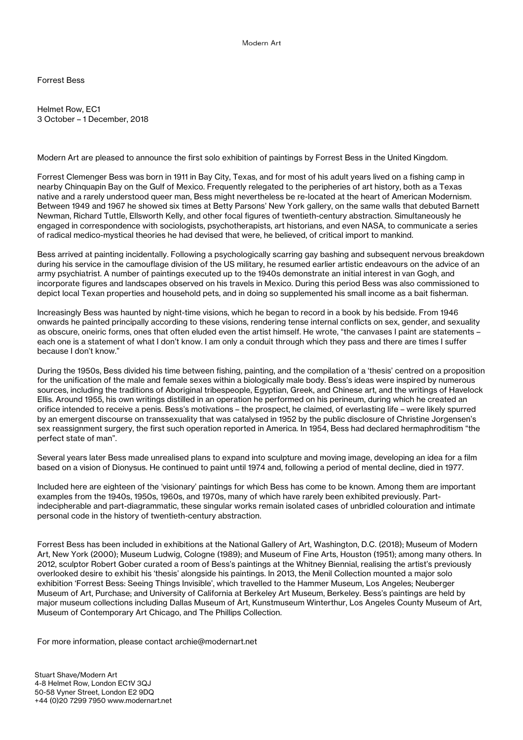Forrest Bess

Helmet Row, EC1
3 October – 1 December, 2018

Modern Art are pleased to announce the first solo exhibition of paintings by Forrest Bess in the United Kingdom.

Forrest Clemenger Bess was born in 1911 in Bay City, Texas, and for most of his adult years lived on a fishing camp in nearby Chinquapin Bay on the Gulf of Mexico. Frequently relegated to the peripheries of art history, both as a Texas native and a rarely understood queer man, Bess might nevertheless be re-located at the heart of American Modernism. Between 1949 and 1967 he showed six times at Betty Parsons' New York gallery, on the same walls that debuted Barnett Newman, Richard Tuttle, Ellsworth Kelly, and other focal figures of twentieth-century abstraction. Simultaneously he engaged in correspondence with sociologists, psychotherapists, art historians, and even NASA, to communicate a series of radical medico-mystical theories he had devised that were, he believed, of critical import to mankind.

Bess arrived at painting incidentally. Following a psychologically scarring gay bashing and subsequent nervous breakdown during his service in the camouflage division of the US military, he resumed earlier artistic endeavours on the advice of an army psychiatrist. A number of paintings executed up to the 1940s demonstrate an initial interest in van Gogh, and incorporate figures and landscapes observed on his travels in Mexico. During this period Bess was also commissioned to depict local Texan properties and household pets, and in doing so supplemented his small income as a bait fisherman.

Increasingly Bess was haunted by night-time visions, which he began to record in a book by his bedside. From 1946 onwards he painted principally according to these visions, rendering tense internal conflicts on sex, gender, and sexuality as obscure, oneiric forms, ones that often eluded even the artist himself. He wrote, "the canvases I paint are statements – each one is a statement of what I don't know. I am only a conduit through which they pass and there are times I suffer because I don't know."

During the 1950s, Bess divided his time between fishing, painting, and the compilation of a 'thesis' centred on a proposition for the unification of the male and female sexes within a biologically male body. Bess's ideas were inspired by numerous sources, including the traditions of Aboriginal tribespeople, Egyptian, Greek, and Chinese art, and the writings of Havelock Ellis. Around 1955, his own writings distilled in an operation he performed on his perineum, during which he created an orifice intended to receive a penis. Bess's motivations – the prospect, he claimed, of everlasting life – were likely spurred by an emergent discourse on transsexuality that was catalysed in 1952 by the public disclosure of Christine Jorgensen's sex reassignment surgery, the first such operation reported in America. In 1954, Bess had declared hermaphroditism "the perfect state of man".

Several years later Bess made unrealised plans to expand into sculpture and moving image, developing an idea for a film based on a vision of Dionysus. He continued to paint until 1974 and, following a period of mental decline, died in 1977.

Included here are eighteen of the 'visionary' paintings for which Bess has come to be known. Among them are important examples from the 1940s, 1950s, 1960s, and 1970s, many of which have rarely been exhibited previously. Part-indecipherable and part-diagrammatic, these singular works remain isolated cases of unbridled colouration and intimate personal code in the history of twentieth-century abstraction.

Forrest Bess has been included in exhibitions at the National Gallery of Art, Washington, D.C. (2018); Museum of Modern Art, New York (2000); Museum Ludwig, Cologne (1989); and Museum of Fine Arts, Houston (1951); among many others. In 2012, sculptor Robert Gober curated a room of Bess's paintings at the Whitney Biennial, realising the artist's previously overlooked desire to exhibit his 'thesis' alongside his paintings. In 2013, the Menil Collection mounted a major solo exhibition 'Forrest Bess: Seeing Things Invisible', which travelled to the Hammer Museum, Los Angeles; Neuberger Museum of Art, Purchase; and University of California at Berkeley Art Museum, Berkeley. Bess's paintings are held by major museum collections including Dallas Museum of Art, Kunstmuseum Winterthur, Los Angeles County Museum of Art, Museum of Contemporary Art Chicago, and The Phillips Collection.

For more information, please contact archie@modernart.net

Stuart Shave/Modern Art
4-8 Helmet Row, London EC1V 3QJ
50-58 Vyner Street, London E2 9DQ
+44 (0)20 7299 7950 www.modernart.net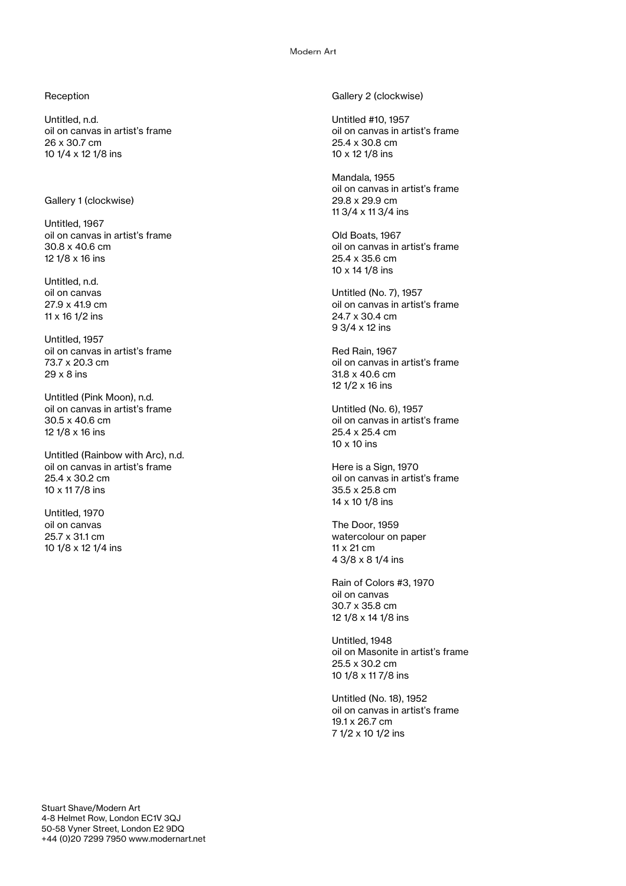## Reception

Untitled, n.d.
oil on canvas in artist's frame
26 x 30.7 cm
10 1/4 x 12 1/8 ins

## Gallery 1 (clockwise)

Untitled, 1967
oil on canvas in artist's frame
30.8 x 40.6 cm
12 1/8 x 16 ins

Untitled, n.d.
oil on canvas
27.9 x 41.9 cm
11 x 16 1/2 ins

Untitled, 1957
oil on canvas in artist's frame
73.7 x 20.3 cm
29 x 8 ins

Untitled (Pink Moon), n.d.
oil on canvas in artist's frame
30.5 x 40.6 cm
12 1/8 x 16 ins

Untitled (Rainbow with Arc), n.d.
oil on canvas in artist's frame
25.4 x 30.2 cm
10 x 11 7/8 ins

Untitled, 1970
oil on canvas
25.7 x 31.1 cm
10 1/8 x 12 1/4 ins

## Gallery 2 (clockwise)

Untitled #10, 1957
oil on canvas in artist's frame
25.4 x 30.8 cm
10 x 12 1/8 ins

Mandala, 1955
oil on canvas in artist's frame
29.8 x 29.9 cm
11 3/4 x 11 3/4 ins

Old Boats, 1967
oil on canvas in artist's frame
25.4 x 35.6 cm
10 x 14 1/8 ins

Untitled (No. 7), 1957
oil on canvas in artist's frame
24.7 x 30.4 cm
9 3/4 x 12 ins

Red Rain, 1967
oil on canvas in artist's frame
31.8 x 40.6 cm
12 1/2 x 16 ins

Untitled (No. 6), 1957
oil on canvas in artist's frame
25.4 x 25.4 cm
10 x 10 ins

Here is a Sign, 1970
oil on canvas in artist's frame
35.5 x 25.8 cm
14 x 10 1/8 ins

The Door, 1959
watercolour on paper
11 x 21 cm
4 3/8 x 8 1/4 ins

Rain of Colors #3, 1970
oil on canvas
30.7 x 35.8 cm
12 1/8 x 14 1/8 ins

Untitled, 1948
oil on Masonite in artist's frame
25.5 x 30.2 cm
10 1/8 x 11 7/8 ins

Untitled (No. 18), 1952
oil on canvas in artist's frame
19.1 x 26.7 cm
7 1/2 x 10 1/2 ins